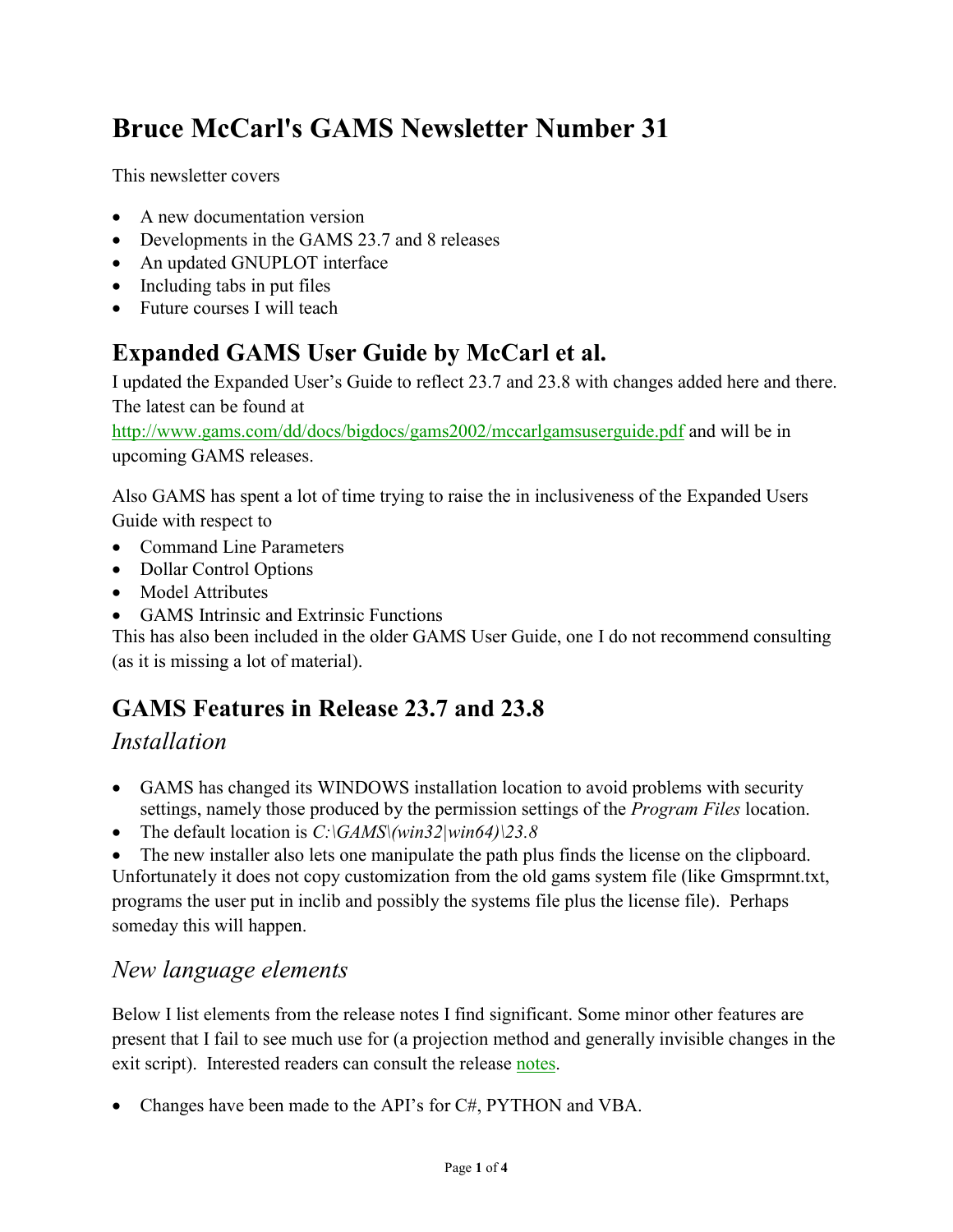# Bruce McCarl's GAMS Newsletter Number 31

This newsletter covers

- A new documentation version
- Developments in the GAMS 23.7 and 8 releases
- An updated GNUPLOT interface
- Including tabs in put files
- Future courses I will teach

## Expanded GAMS User Guide by McCarl et al.

I updated the Expanded User's Guide to reflect 23.7 and 23.8 with changes added here and there. The latest can be found at http://www.gams.com/dd/docs/bigdocs/gams2002/mccarlgamsuserguide.pdf and will be in upcoming GAMS releases.

Also GAMS has spent a lot of time trying to raise the in inclusiveness of the Expanded Users Guide with respect to

- Command Line Parameters
- Dollar Control Options
- Model Attributes
- GAMS Intrinsic and Extrinsic Functions

This has also been included in the older GAMS User Guide, one I do not recommend consulting (as it is missing a lot of material).

## GAMS Features in Release 23.7 and 23.8

### *Installation*

- GAMS has changed its WINDOWS installation location to avoid problems with security settings, namely those produced by the permission settings of the *Program Files* location.
- The default location is *C:\GAMS\(win32|win64)\23.8*
- The new installer also lets one manipulate the path plus finds the license on the clipboard.

Unfortunately it does not copy customization from the old gams system file (like Gmsprmnt.txt, programs the user put in inclib and possibly the systems file plus the license file). Perhaps someday this will happen.

### *New language elements*

Below I list elements from the release notes I find significant. Some minor other features are present that I fail to see much use for (a projection method and generally invisible changes in the exit script). Interested readers can consult the release notes.

- Changes have been made to the API's for C#, PYTHON and VBA.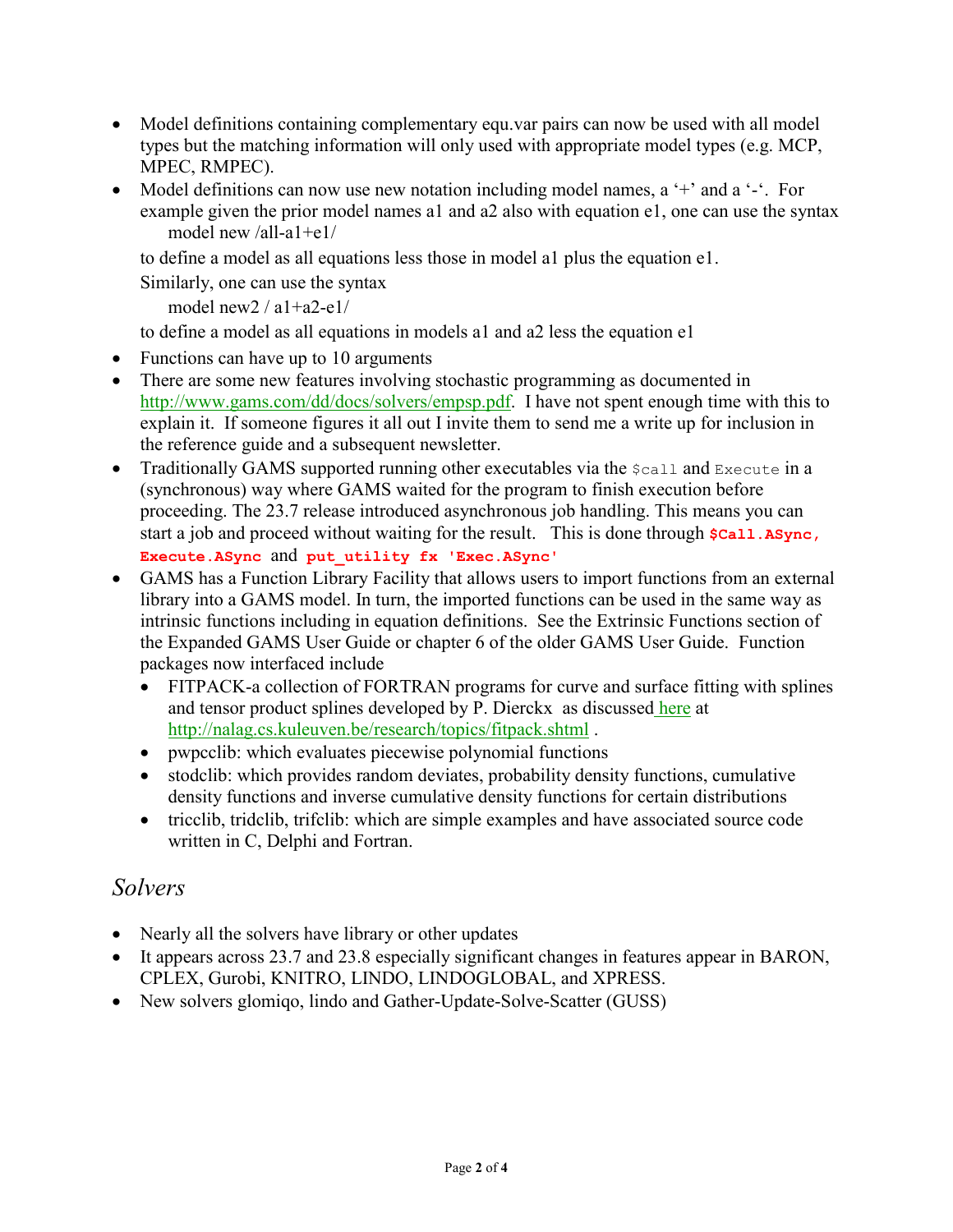- Model definitions containing complementary equ.var pairs can now be used with all model types but the matching information will only used with appropriate model types (e.g. MCP, MPEC, RMPEC).
- Model definitions can now use new notation including model names, a '+' and a '-'. For example given the prior model names a1 and a2 also with equation e1, one can use the syntax

  model new /all-a1+e1/

  to define a model as all equations less those in model a1 plus the equation e1.

  Similarly, one can use the syntax

  model new2 / a1+a2-e1/

  to define a model as all equations in models a1 and a2 less the equation e1
- Functions can have up to 10 arguments
- There are some new features involving stochastic programming as documented in http://www.gams.com/dd/docs/solvers/empsp.pdf. I have not spent enough time with this to explain it. If someone figures it all out I invite them to send me a write up for inclusion in the reference guide and a subsequent newsletter.
- Traditionally GAMS supported running other executables via the `$call` and `Execute` in a (synchronous) way where GAMS waited for the program to finish execution before proceeding. The 23.7 release introduced asynchronous job handling. This means you can start a job and proceed without waiting for the result. This is done through **`$Call.ASync,`** **`Execute.ASync`** and **`put_utility fx 'Exec.ASync'`**
- GAMS has a Function Library Facility that allows users to import functions from an external library into a GAMS model. In turn, the imported functions can be used in the same way as intrinsic functions including in equation definitions. See the Extrinsic Functions section of the Expanded GAMS User Guide or chapter 6 of the older GAMS User Guide. Function packages now interfaced include
  - FITPACK-a collection of FORTRAN programs for curve and surface fitting with splines and tensor product splines developed by P. Dierckx as discussed here at http://nalag.cs.kuleuven.be/research/topics/fitpack.shtml .
  - pwpcclib: which evaluates piecewise polynomial functions
  - stodclib: which provides random deviates, probability density functions, cumulative density functions and inverse cumulative density functions for certain distributions
  - tricclib, tridclib, trifclib: which are simple examples and have associated source code written in C, Delphi and Fortran.

## *Solvers*

- Nearly all the solvers have library or other updates
- It appears across 23.7 and 23.8 especially significant changes in features appear in BARON, CPLEX, Gurobi, KNITRO, LINDO, LINDOGLOBAL, and XPRESS.
- New solvers glomiqo, lindo and Gather-Update-Solve-Scatter (GUSS)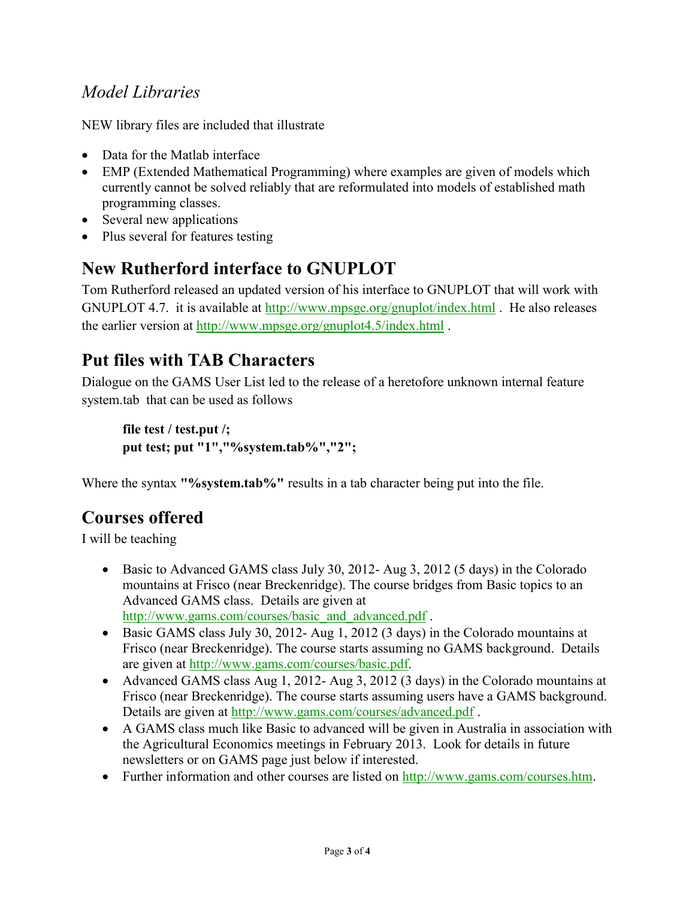### *Model Libraries*

NEW library files are included that illustrate

- Data for the Matlab interface
- EMP (Extended Mathematical Programming) where examples are given of models which currently cannot be solved reliably that are reformulated into models of established math programming classes.
- Several new applications
- Plus several for features testing

## New Rutherford interface to GNUPLOT

Tom Rutherford released an updated version of his interface to GNUPLOT that will work with GNUPLOT 4.7. it is available at http://www.mpsge.org/gnuplot/index.html . He also releases the earlier version at http://www.mpsge.org/gnuplot4.5/index.html .

## Put files with TAB Characters

Dialogue on the GAMS User List led to the release of a heretofore unknown internal feature system.tab that can be used as follows

```
file test / test.put /;
put test; put "1","%system.tab%","2";
```

Where the syntax **"%system.tab%"** results in a tab character being put into the file.

## Courses offered

I will be teaching

- Basic to Advanced GAMS class July 30, 2012- Aug 3, 2012 (5 days) in the Colorado mountains at Frisco (near Breckenridge). The course bridges from Basic topics to an Advanced GAMS class. Details are given at http://www.gams.com/courses/basic_and_advanced.pdf .
- Basic GAMS class July 30, 2012- Aug 1, 2012 (3 days) in the Colorado mountains at Frisco (near Breckenridge). The course starts assuming no GAMS background. Details are given at http://www.gams.com/courses/basic.pdf.
- Advanced GAMS class Aug 1, 2012- Aug 3, 2012 (3 days) in the Colorado mountains at Frisco (near Breckenridge). The course starts assuming users have a GAMS background. Details are given at http://www.gams.com/courses/advanced.pdf .
- A GAMS class much like Basic to advanced will be given in Australia in association with the Agricultural Economics meetings in February 2013. Look for details in future newsletters or on GAMS page just below if interested.
- Further information and other courses are listed on http://www.gams.com/courses.htm.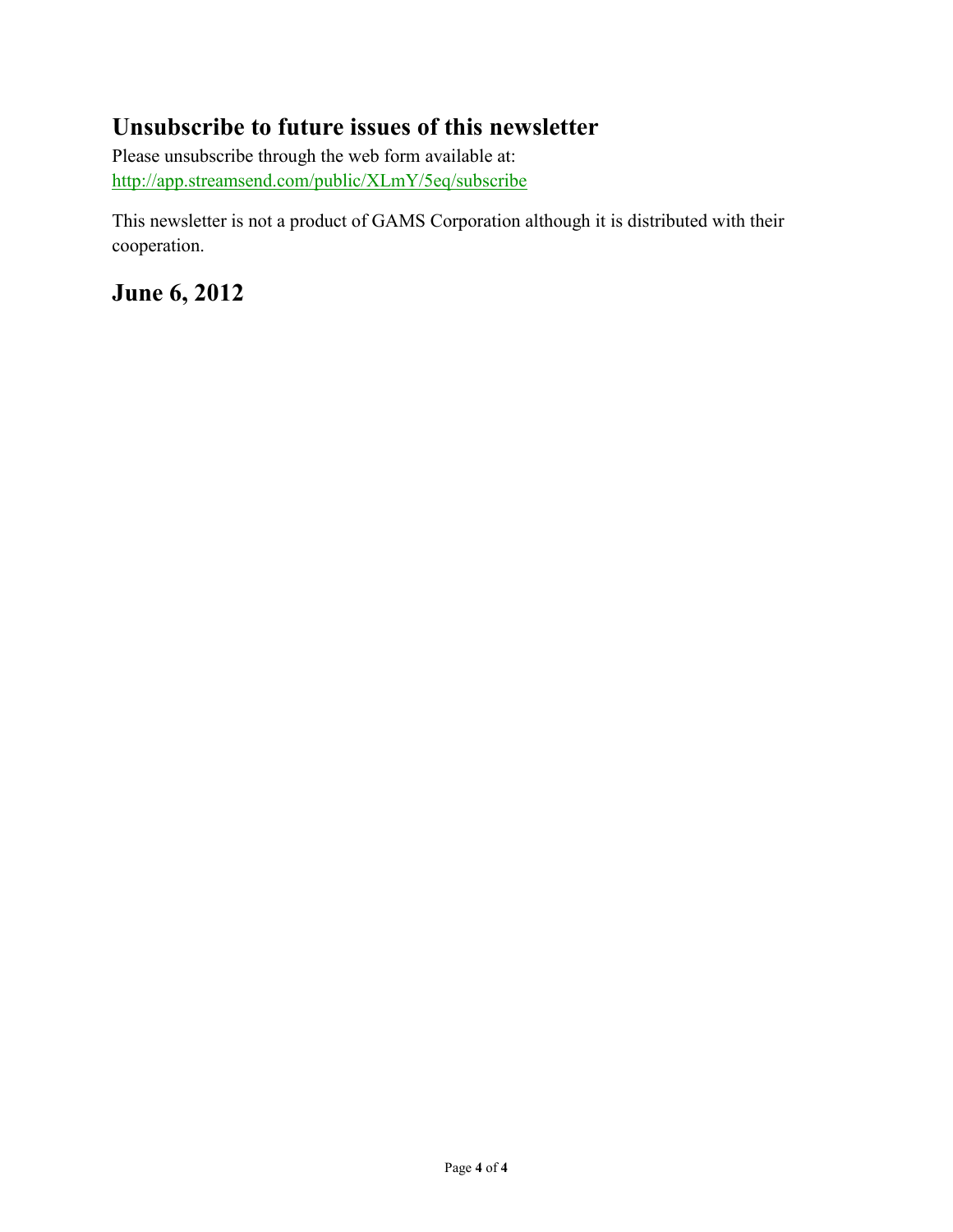## Unsubscribe to future issues of this newsletter

Please unsubscribe through the web form available at:
http://app.streamsend.com/public/XLmY/5eq/subscribe

This newsletter is not a product of GAMS Corporation although it is distributed with their cooperation.

## June 6, 2012